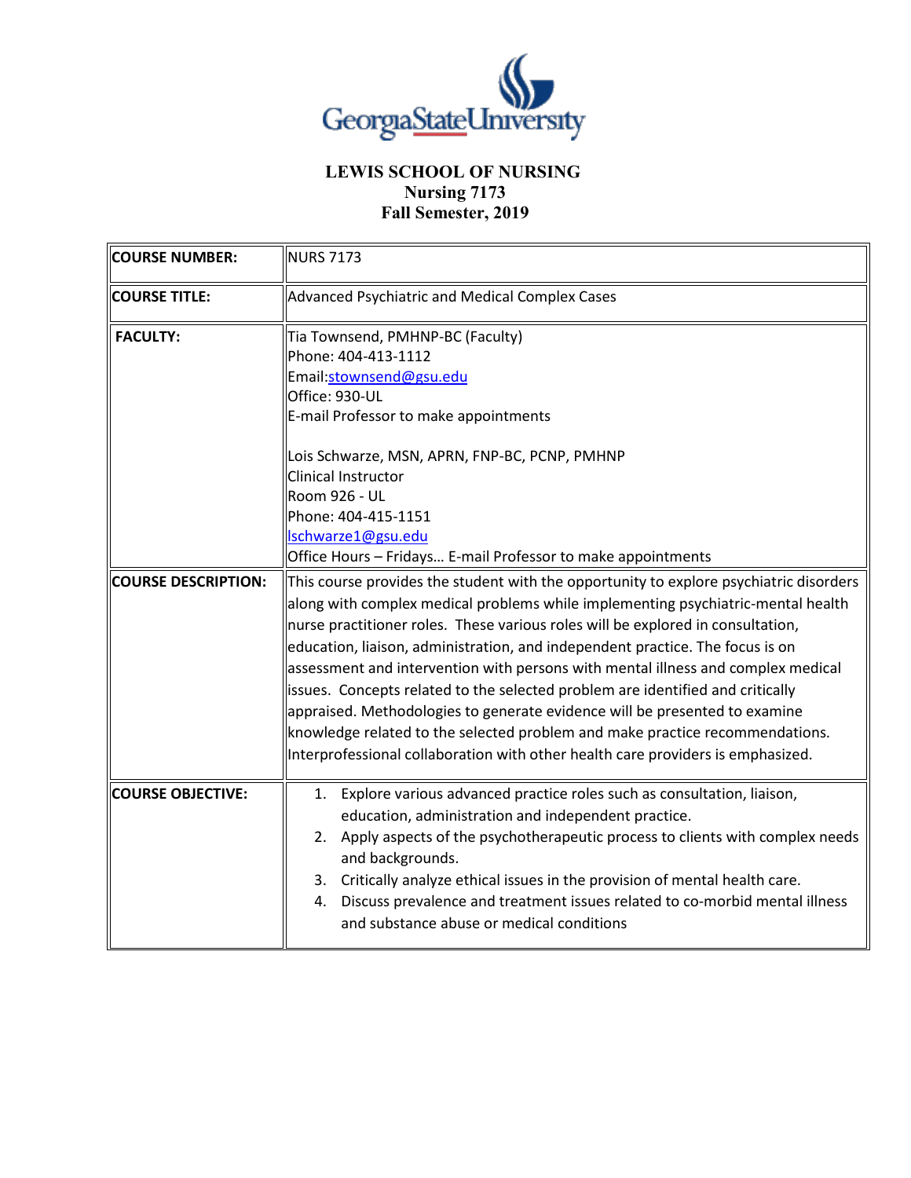# LEWIS SCHOOL OF NURSING
## Nursing 7173
## Fall Semester, 2019

| | |
|---|---|
| **COURSE NUMBER:** | NURS 7173 |
| **COURSE TITLE:** | Advanced Psychiatric and Medical Complex Cases |
| **FACULTY:** | Tia Townsend, PMHNP-BC (Faculty)<br>Phone: 404-413-1112<br>Email:stownsend@gsu.edu<br>Office: 930-UL<br>E-mail Professor to make appointments<br><br>Lois Schwarze, MSN, APRN, FNP-BC, PCNP, PMHNP<br>Clinical Instructor<br>Room 926 - UL<br>Phone: 404-415-1151<br>lschwarze1@gsu.edu<br>Office Hours – Fridays… E-mail Professor to make appointments |
| **COURSE DESCRIPTION:** | This course provides the student with the opportunity to explore psychiatric disorders along with complex medical problems while implementing psychiatric-mental health nurse practitioner roles. These various roles will be explored in consultation, education, liaison, administration, and independent practice. The focus is on assessment and intervention with persons with mental illness and complex medical issues. Concepts related to the selected problem are identified and critically appraised. Methodologies to generate evidence will be presented to examine knowledge related to the selected problem and make practice recommendations. Interprofessional collaboration with other health care providers is emphasized. |
| **COURSE OBJECTIVE:** | 1. Explore various advanced practice roles such as consultation, liaison, education, administration and independent practice.<br>2. Apply aspects of the psychotherapeutic process to clients with complex needs and backgrounds.<br>3. Critically analyze ethical issues in the provision of mental health care.<br>4. Discuss prevalence and treatment issues related to co-morbid mental illness and substance abuse or medical conditions |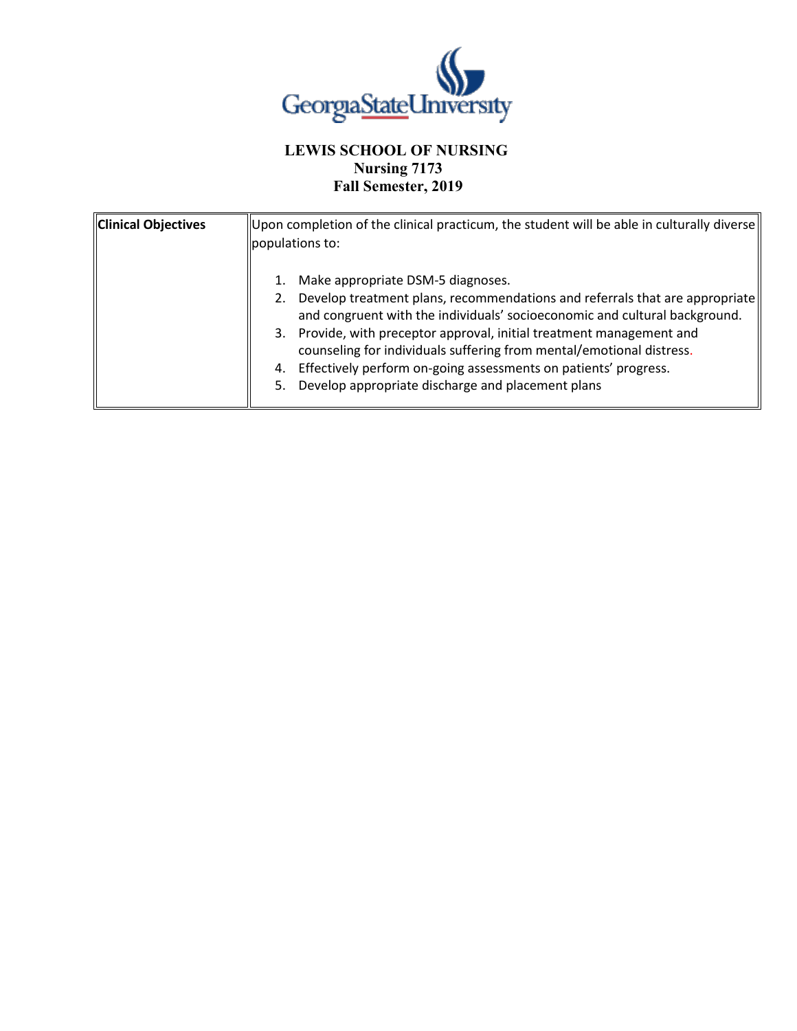**LEWIS SCHOOL OF NURSING**
**Nursing 7173**
**Fall Semester, 2019**

| | |
|---|---|
| **Clinical Objectives** | Upon completion of the clinical practicum, the student will be able in culturally diverse populations to:<br><br>1. Make appropriate DSM-5 diagnoses.<br>2. Develop treatment plans, recommendations and referrals that are appropriate and congruent with the individuals' socioeconomic and cultural background.<br>3. Provide, with preceptor approval, initial treatment management and counseling for individuals suffering from mental/emotional distress.<br>4. Effectively perform on-going assessments on patients' progress.<br>5. Develop appropriate discharge and placement plans |